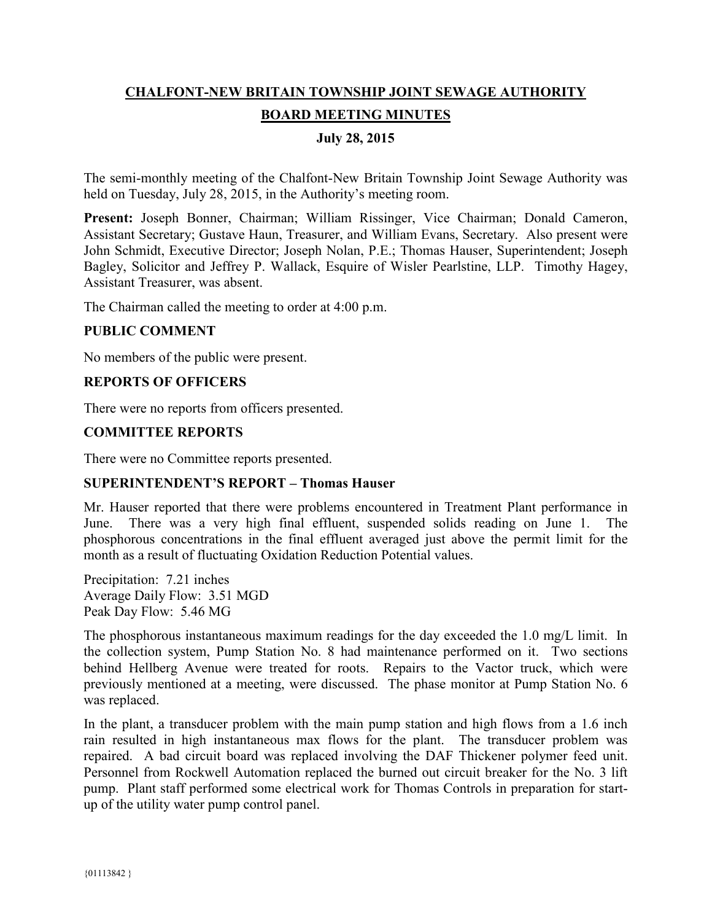# CHALFONT-NEW BRITAIN TOWNSHIP JOINT SEWAGE AUTHORITY

## BOARD MEETING MINUTES

### July 28, 2015

The semi-monthly meeting of the Chalfont-New Britain Township Joint Sewage Authority was held on Tuesday, July 28, 2015, in the Authority's meeting room.

**Present:** Joseph Bonner, Chairman; William Rissinger, Vice Chairman; Donald Cameron, Assistant Secretary; Gustave Haun, Treasurer, and William Evans, Secretary. Also present were John Schmidt, Executive Director; Joseph Nolan, P.E.; Thomas Hauser, Superintendent; Joseph Bagley, Solicitor and Jeffrey P. Wallack, Esquire of Wisler Pearlstine, LLP. Timothy Hagey, Assistant Treasurer, was absent.

The Chairman called the meeting to order at 4:00 p.m.

**PUBLIC COMMENT**

No members of the public were present.

**REPORTS OF OFFICERS**

There were no reports from officers presented.

**COMMITTEE REPORTS**

There were no Committee reports presented.

**SUPERINTENDENT'S REPORT – Thomas Hauser**

Mr. Hauser reported that there were problems encountered in Treatment Plant performance in June. There was a very high final effluent, suspended solids reading on June 1. The phosphorous concentrations in the final effluent averaged just above the permit limit for the month as a result of fluctuating Oxidation Reduction Potential values.

Precipitation: 7.21 inches
Average Daily Flow: 3.51 MGD
Peak Day Flow: 5.46 MG

The phosphorous instantaneous maximum readings for the day exceeded the 1.0 mg/L limit. In the collection system, Pump Station No. 8 had maintenance performed on it. Two sections behind Hellberg Avenue were treated for roots. Repairs to the Vactor truck, which were previously mentioned at a meeting, were discussed. The phase monitor at Pump Station No. 6 was replaced.

In the plant, a transducer problem with the main pump station and high flows from a 1.6 inch rain resulted in high instantaneous max flows for the plant. The transducer problem was repaired. A bad circuit board was replaced involving the DAF Thickener polymer feed unit. Personnel from Rockwell Automation replaced the burned out circuit breaker for the No. 3 lift pump. Plant staff performed some electrical work for Thomas Controls in preparation for start-up of the utility water pump control panel.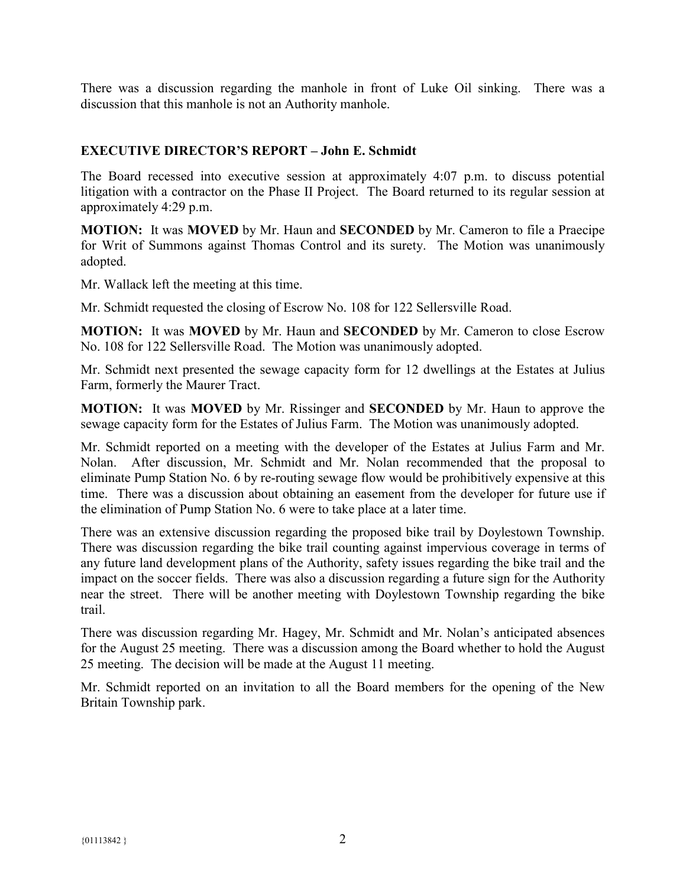There was a discussion regarding the manhole in front of Luke Oil sinking. There was a discussion that this manhole is not an Authority manhole.

**EXECUTIVE DIRECTOR'S REPORT – John E. Schmidt**

The Board recessed into executive session at approximately 4:07 p.m. to discuss potential litigation with a contractor on the Phase II Project. The Board returned to its regular session at approximately 4:29 p.m.

**MOTION:** It was **MOVED** by Mr. Haun and **SECONDED** by Mr. Cameron to file a Praecipe for Writ of Summons against Thomas Control and its surety. The Motion was unanimously adopted.

Mr. Wallack left the meeting at this time.

Mr. Schmidt requested the closing of Escrow No. 108 for 122 Sellersville Road.

**MOTION:** It was **MOVED** by Mr. Haun and **SECONDED** by Mr. Cameron to close Escrow No. 108 for 122 Sellersville Road. The Motion was unanimously adopted.

Mr. Schmidt next presented the sewage capacity form for 12 dwellings at the Estates at Julius Farm, formerly the Maurer Tract.

**MOTION:** It was **MOVED** by Mr. Rissinger and **SECONDED** by Mr. Haun to approve the sewage capacity form for the Estates of Julius Farm. The Motion was unanimously adopted.

Mr. Schmidt reported on a meeting with the developer of the Estates at Julius Farm and Mr. Nolan. After discussion, Mr. Schmidt and Mr. Nolan recommended that the proposal to eliminate Pump Station No. 6 by re-routing sewage flow would be prohibitively expensive at this time. There was a discussion about obtaining an easement from the developer for future use if the elimination of Pump Station No. 6 were to take place at a later time.

There was an extensive discussion regarding the proposed bike trail by Doylestown Township. There was discussion regarding the bike trail counting against impervious coverage in terms of any future land development plans of the Authority, safety issues regarding the bike trail and the impact on the soccer fields. There was also a discussion regarding a future sign for the Authority near the street. There will be another meeting with Doylestown Township regarding the bike trail.

There was discussion regarding Mr. Hagey, Mr. Schmidt and Mr. Nolan's anticipated absences for the August 25 meeting. There was a discussion among the Board whether to hold the August 25 meeting. The decision will be made at the August 11 meeting.

Mr. Schmidt reported on an invitation to all the Board members for the opening of the New Britain Township park.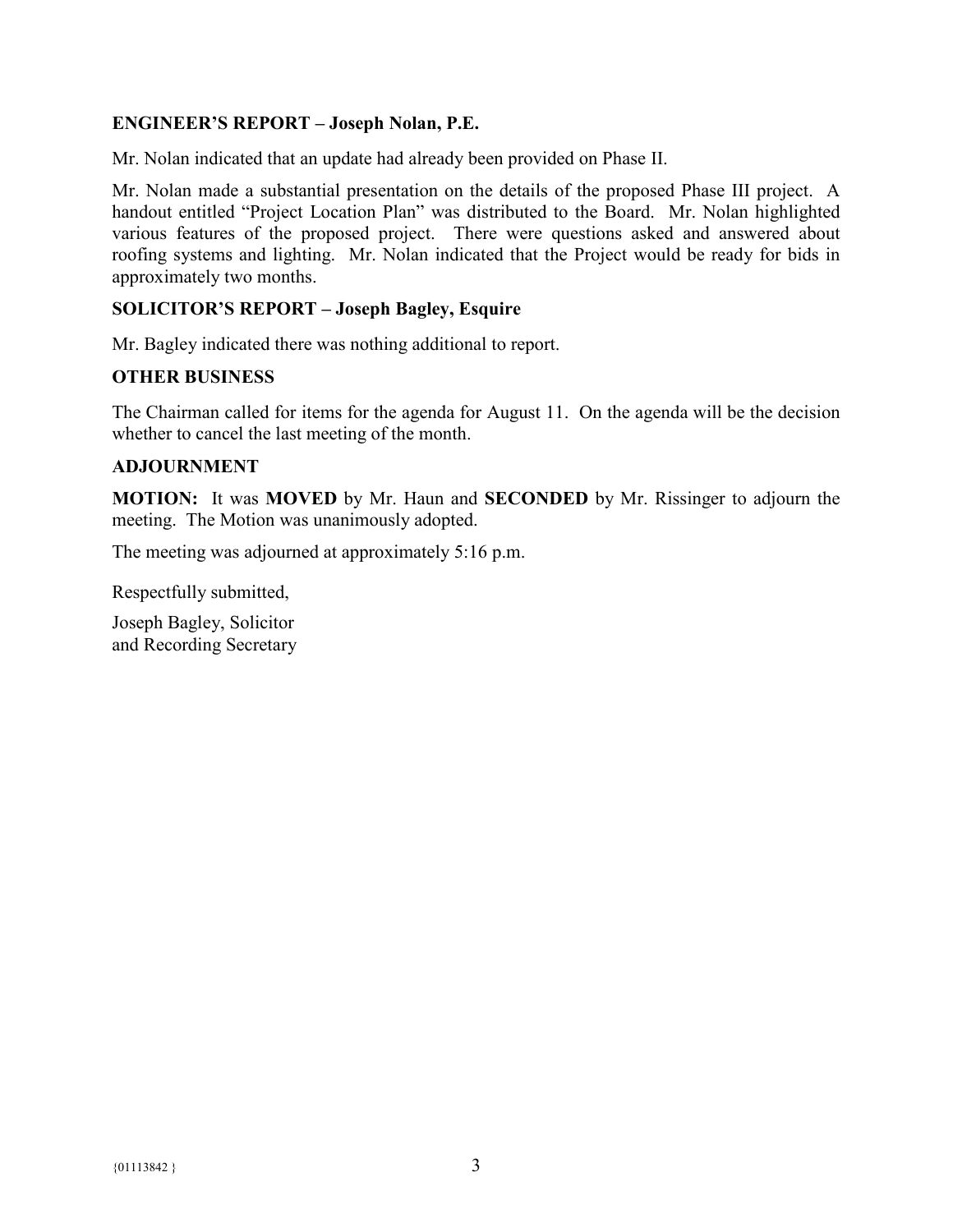**ENGINEER'S REPORT – Joseph Nolan, P.E.**

Mr. Nolan indicated that an update had already been provided on Phase II.

Mr. Nolan made a substantial presentation on the details of the proposed Phase III project. A handout entitled "Project Location Plan" was distributed to the Board. Mr. Nolan highlighted various features of the proposed project. There were questions asked and answered about roofing systems and lighting. Mr. Nolan indicated that the Project would be ready for bids in approximately two months.

**SOLICITOR'S REPORT – Joseph Bagley, Esquire**

Mr. Bagley indicated there was nothing additional to report.

**OTHER BUSINESS**

The Chairman called for items for the agenda for August 11. On the agenda will be the decision whether to cancel the last meeting of the month.

**ADJOURNMENT**

**MOTION:** It was **MOVED** by Mr. Haun and **SECONDED** by Mr. Rissinger to adjourn the meeting. The Motion was unanimously adopted.

The meeting was adjourned at approximately 5:16 p.m.

Respectfully submitted,

Joseph Bagley, Solicitor
and Recording Secretary

{01113842 }